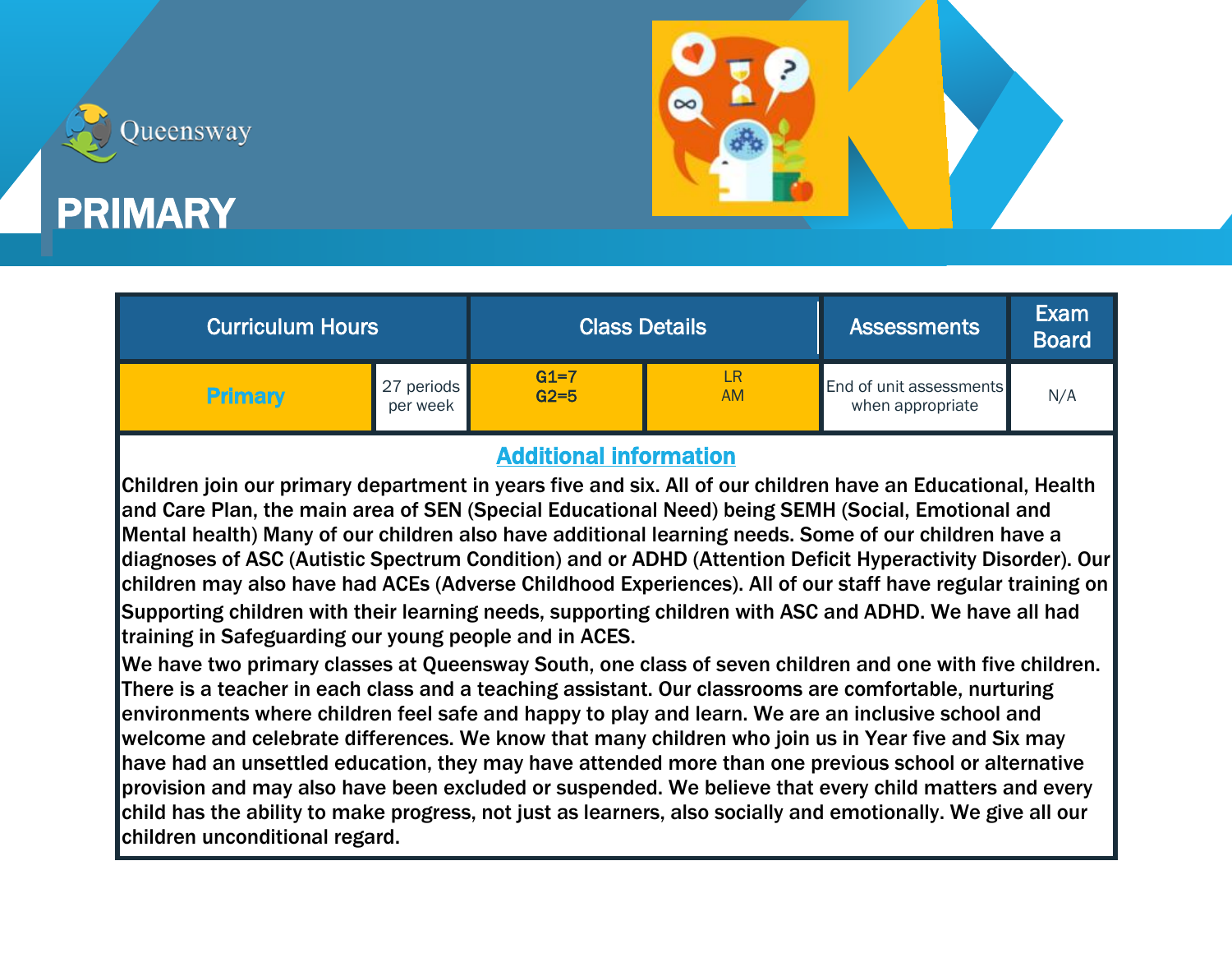Queensway

# PRIMARY

| Curriculum Hours | | Class Details | | Assessments | Exam Board |
|---|---|---|---|---|---|
| Primary | 27 periods per week | G1=7<br>G2=5 | LR<br>AM | End of unit assessments when appropriate | N/A |

## Additional information

Children join our primary department in years five and six. All of our children have an Educational, Health and Care Plan, the main area of SEN (Special Educational Need) being SEMH (Social, Emotional and Mental health) Many of our children also have additional learning needs. Some of our children have a diagnoses of ASC (Autistic Spectrum Condition) and or ADHD (Attention Deficit Hyperactivity Disorder). Our children may also have had ACEs (Adverse Childhood Experiences). All of our staff have regular training on Supporting children with their learning needs, supporting children with ASC and ADHD. We have all had training in Safeguarding our young people and in ACES.

We have two primary classes at Queensway South, one class of seven children and one with five children. There is a teacher in each class and a teaching assistant. Our classrooms are comfortable, nurturing environments where children feel safe and happy to play and learn. We are an inclusive school and welcome and celebrate differences. We know that many children who join us in Year five and Six may have had an unsettled education, they may have attended more than one previous school or alternative provision and may also have been excluded or suspended. We believe that every child matters and every child has the ability to make progress, not just as learners, also socially and emotionally. We give all our children unconditional regard.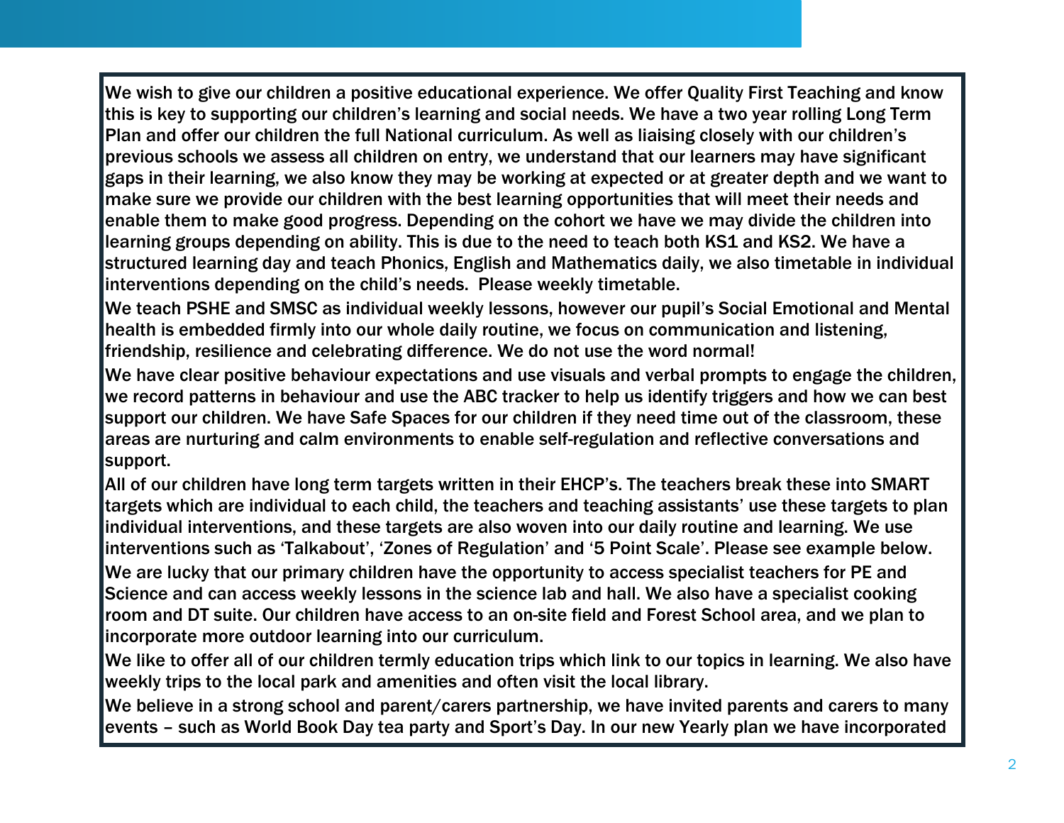We wish to give our children a positive educational experience. We offer Quality First Teaching and know this is key to supporting our children's learning and social needs. We have a two year rolling Long Term Plan and offer our children the full National curriculum. As well as liaising closely with our children's previous schools we assess all children on entry, we understand that our learners may have significant gaps in their learning, we also know they may be working at expected or at greater depth and we want to make sure we provide our children with the best learning opportunities that will meet their needs and enable them to make good progress. Depending on the cohort we have we may divide the children into learning groups depending on ability. This is due to the need to teach both KS1 and KS2. We have a structured learning day and teach Phonics, English and Mathematics daily, we also timetable in individual interventions depending on the child's needs. Please weekly timetable.

We teach PSHE and SMSC as individual weekly lessons, however our pupil's Social Emotional and Mental health is embedded firmly into our whole daily routine, we focus on communication and listening, friendship, resilience and celebrating difference. We do not use the word normal!

We have clear positive behaviour expectations and use visuals and verbal prompts to engage the children, we record patterns in behaviour and use the ABC tracker to help us identify triggers and how we can best support our children. We have Safe Spaces for our children if they need time out of the classroom, these areas are nurturing and calm environments to enable self-regulation and reflective conversations and support.

All of our children have long term targets written in their EHCP's. The teachers break these into SMART targets which are individual to each child, the teachers and teaching assistants' use these targets to plan individual interventions, and these targets are also woven into our daily routine and learning. We use interventions such as 'Talkabout', 'Zones of Regulation' and '5 Point Scale'. Please see example below.

We are lucky that our primary children have the opportunity to access specialist teachers for PE and Science and can access weekly lessons in the science lab and hall. We also have a specialist cooking room and DT suite. Our children have access to an on-site field and Forest School area, and we plan to incorporate more outdoor learning into our curriculum.

We like to offer all of our children termly education trips which link to our topics in learning. We also have weekly trips to the local park and amenities and often visit the local library.

We believe in a strong school and parent/carers partnership, we have invited parents and carers to many events – such as World Book Day tea party and Sport's Day. In our new Yearly plan we have incorporated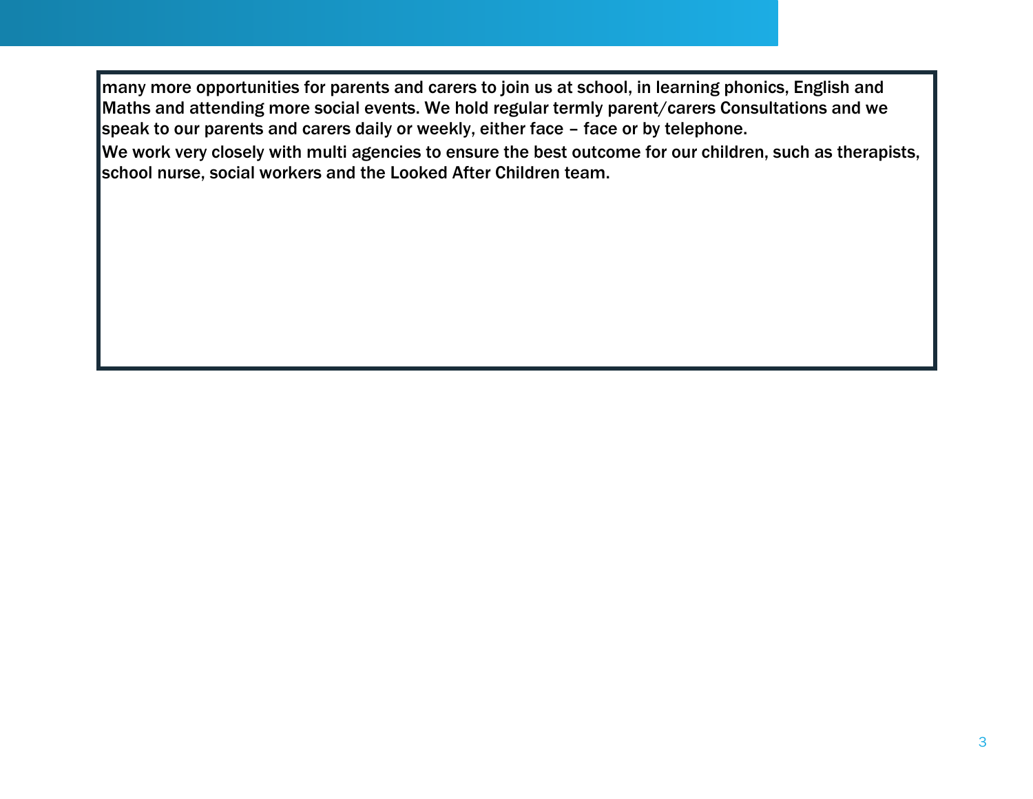many more opportunities for parents and carers to join us at school, in learning phonics, English and Maths and attending more social events. We hold regular termly parent/carers Consultations and we speak to our parents and carers daily or weekly, either face – face or by telephone.

We work very closely with multi agencies to ensure the best outcome for our children, such as therapists, school nurse, social workers and the Looked After Children team.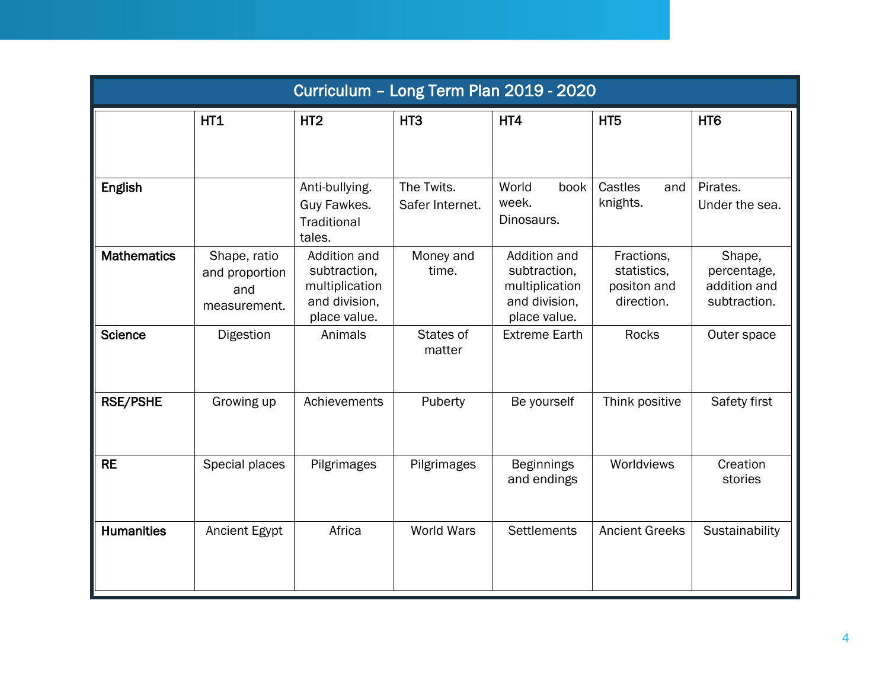## Curriculum – Long Term Plan 2019 - 2020

| | HT1 | HT2 | HT3 | HT4 | HT5 | HT6 |
|---|---|---|---|---|---|---|
| **English** | | Anti-bullying. Guy Fawkes. Traditional tales. | The Twits. Safer Internet. | World book week. Dinosaurs. | Castles and knights. | Pirates. Under the sea. |
| **Mathematics** | Shape, ratio and proportion and measurement. | Addition and subtraction, multiplication and division, place value. | Money and time. | Addition and subtraction, multiplication and division, place value. | Fractions, statistics, positon and direction. | Shape, percentage, addition and subtraction. |
| **Science** | Digestion | Animals | States of matter | Extreme Earth | Rocks | Outer space |
| **RSE/PSHE** | Growing up | Achievements | Puberty | Be yourself | Think positive | Safety first |
| **RE** | Special places | Pilgrimages | Pilgrimages | Beginnings and endings | Worldviews | Creation stories |
| **Humanities** | Ancient Egypt | Africa | World Wars | Settlements | Ancient Greeks | Sustainability |